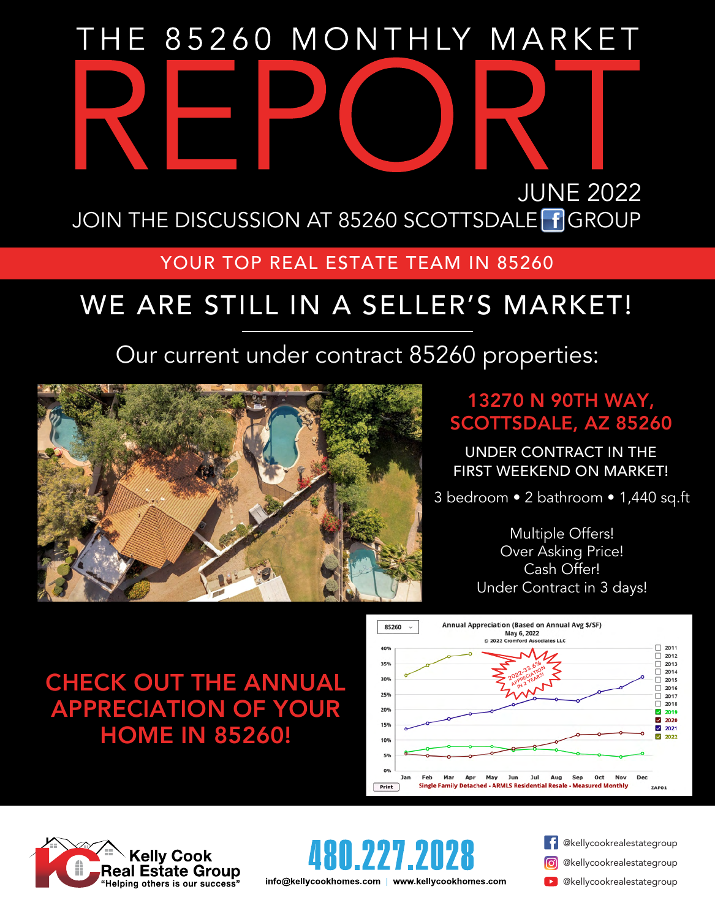# THE 85260 MONTHLY MARKET REPORT

JUNE 2022

JOIN THE DISCUSSION AT 85260 SCOTTSDALE GROUP

YOUR TOP REAL ESTATE TEAM IN 85260

## WE ARE STILL IN A SELLER'S MARKET!

Our current under contract 85260 properties:

### 13270 N 90TH WAY, SCOTTSDALE, AZ 85260

UNDER CONTRACT IN THE FIRST WEEKEND ON MARKET!

3 bedroom • 2 bathroom • 1,440 sq.ft

Multiple Offers!
Over Asking Price!
Cash Offer!
Under Contract in 3 days!

## CHECK OUT THE ANNUAL APPRECIATION OF YOUR HOME IN 85260!

85260

Annual Appreciation (Based on Annual Avg $/SF)
May 6, 2022
© 2022 Cromford Associates LLC

2022-33.6% APPRECIATION IN 2 YEARS!

Single Family Detached - ARMLS Residential Resale - Measured Monthly

Kelly Cook Real Estate Group
"Helping others is our success"

480.227.2028

info@kellycookhomes.com | www.kellycookhomes.com

@kellycookrealestategroup
@kellycookrealestategroup
@kellycookrealestategroup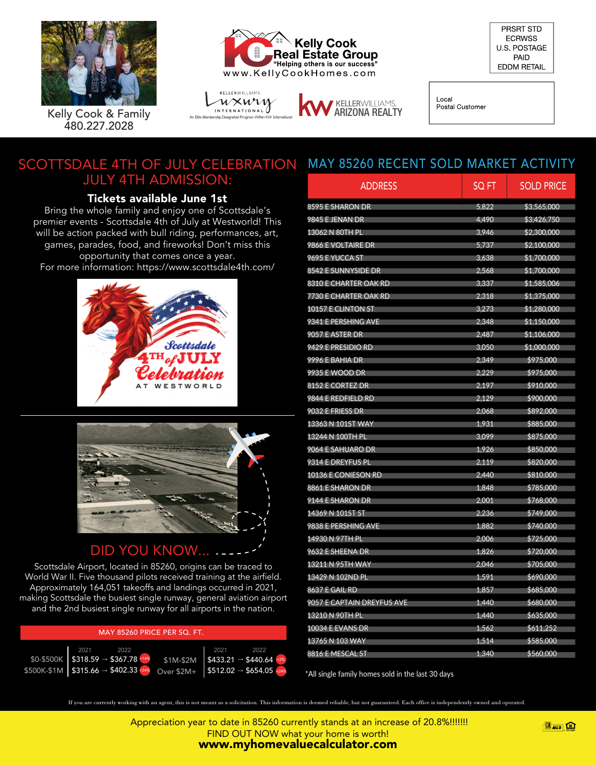Kelly Cook & Family
480.227.2028

Kelly Cook Real Estate Group
"Helping others is our success"
www.KellyCookHomes.com

KELLERWILLIAMS Luxury INTERNATIONAL
An Elite Membership Designated Program Within KW International

KELLERWILLIAMS. ARIZONA REALTY

PRSRT STD
ECRWSS
U.S. POSTAGE
PAID
EDDM RETAIL

Local
Postal Customer

## SCOTTSDALE 4TH OF JULY CELEBRATION JULY 4TH ADMISSION:

**Tickets available June 1st**

Bring the whole family and enjoy one of Scottsdale's premier events - Scottsdale 4th of July at Westworld! This will be action packed with bull riding, performances, art, games, parades, food, and fireworks! Don't miss this opportunity that comes once a year.
For more information: https://www.scottsdale4th.com/

Scottsdale 4TH of JULY Celebration AT WESTWORLD

## DID YOU KNOW...

Scottsdale Airport, located in 85260, origins can be traced to World War II. Five thousand pilots received training at the airfield. Approximately 164,051 takeoffs and landings occurred in 2021, making Scottsdale the busiest single runway, general aviation airport and the 2nd busiest single runway for all airports in the nation.

### MAY 85260 PRICE PER SQ. FT.

| | 2021 → 2022 | | 2021 → 2022 |
|---|---|---|---|
| $0-$500K | $318.59 → $367.78 (+14%) | $1M-$2M | $433.21 → $440.64 (+2%) |
| $500K-$1M | $315.66 → $402.33 (+24%) | Over $2M+ | $512.02 → $654.05 (+24%) |

## MAY 85260 RECENT SOLD MARKET ACTIVITY

| ADDRESS | SQ FT | SOLD PRICE |
|---|---|---|
| 8595 E SHARON DR | 5,822 | $3,565,000 |
| 9845 E JENAN DR | 4,490 | $3,426,750 |
| 13062 N 80TH PL | 3,946 | $2,300,000 |
| 9866 E VOLTAIRE DR | 5,737 | $2,100,000 |
| 9695 E YUCCA ST | 3,638 | $1,700,000 |
| 8542 E SUNNYSIDE DR | 2,568 | $1,700,000 |
| 8310 E CHARTER OAK RD | 3,337 | $1,585,006 |
| 7730 E CHARTER OAK RD | 2,318 | $1,375,000 |
| 10157 E CLINTON ST | 3,273 | $1,280,000 |
| 9341 E PERSHING AVE | 2,348 | $1,150,000 |
| 9057 E ASTER DR | 2,487 | $1,106,000 |
| 9429 E PRESIDIO RD | 3,050 | $1,000,000 |
| 9996 E BAHIA DR | 2,349 | $975,000 |
| 9935 E WOOD DR | 2,229 | $975,000 |
| 8152 E CORTEZ DR | 2,197 | $910,000 |
| 9844 E REDFIELD RD | 2,129 | $900,000 |
| 9032 E FRIESS DR | 2,068 | $892,000 |
| 13363 N 101ST WAY | 1,931 | $885,000 |
| 13244 N 100TH PL | 3,099 | $875,000 |
| 9064 E SAHUARO DR | 1,926 | $850,000 |
| 9314 E DREYFUS PL | 2,119 | $820,000 |
| 10136 E CONIESON RD | 2,440 | $810,000 |
| 8861 E SHARON DR | 1,848 | $785,000 |
| 9144 E SHARON DR | 2,001 | $768,000 |
| 14369 N 101ST ST | 2,236 | $749,000 |
| 9838 E PERSHING AVE | 1,882 | $740,000 |
| 14930 N 97TH PL | 2,006 | $725,000 |
| 9632 E SHEENA DR | 1,826 | $720,000 |
| 13211 N 95TH WAY | 2,046 | $705,000 |
| 13429 N 102ND PL | 1,591 | $690,000 |
| 8637 E GAIL RD | 1,857 | $685,000 |
| 9057 E CAPTAIN DREYFUS AVE | 1,440 | $680,000 |
| 13210 N 90TH PL | 1,440 | $635,000 |
| 10034 E EVANS DR | 1,562 | $611,252 |
| 13765 N 103 WAY | 1,514 | $585,000 |
| 8816 E MESCAL ST | 1,340 | $560,000 |

*All single family homes sold in the last 30 days

If you are currently working with an agent, this is not meant as a solicitation. This information is deemed reliable, but not guaranteed. Each office is independently owned and operated.

Appreciation year to date in 85260 currently stands at an increase of 20.8%!!!!!!!
FIND OUT NOW what your home is worth!
**www.myhomevaluecalculator.com**